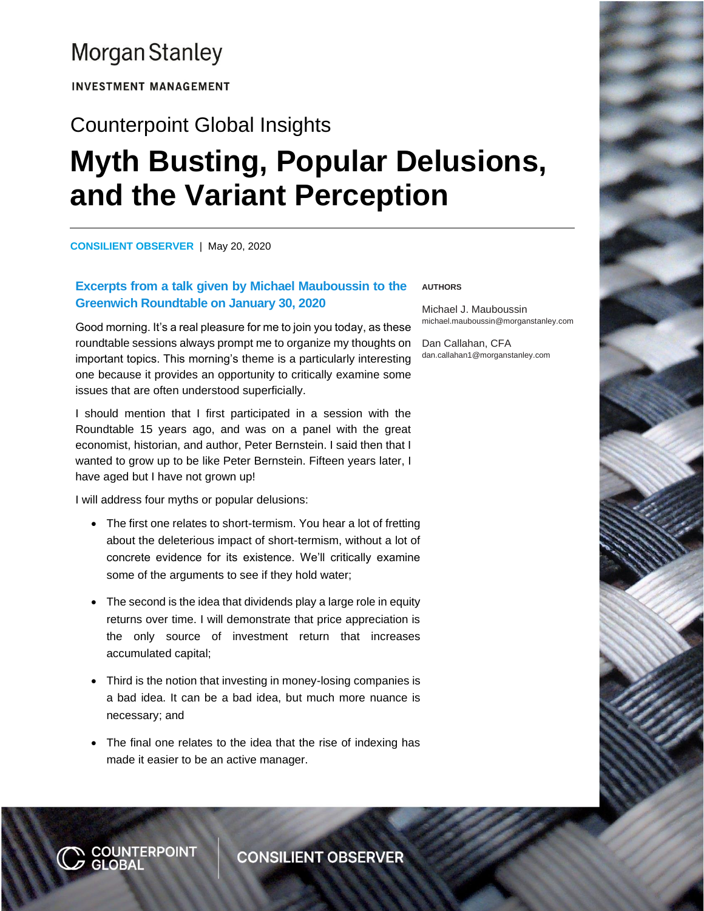Morgan Stanley

INVESTMENT MANAGEMENT

Counterpoint Global Insights

# Myth Busting, Popular Delusions, and the Variant Perception

**CONSILIENT OBSERVER** | May 20, 2020

**AUTHORS**

Michael J. Mauboussin
michael.mauboussin@morganstanley.com

Dan Callahan, CFA
dan.callahan1@morganstanley.com

### Excerpts from a talk given by Michael Mauboussin to the Greenwich Roundtable on January 30, 2020

Good morning. It's a real pleasure for me to join you today, as these roundtable sessions always prompt me to organize my thoughts on important topics. This morning's theme is a particularly interesting one because it provides an opportunity to critically examine some issues that are often understood superficially.

I should mention that I first participated in a session with the Roundtable 15 years ago, and was on a panel with the great economist, historian, and author, Peter Bernstein. I said then that I wanted to grow up to be like Peter Bernstein. Fifteen years later, I have aged but I have not grown up!

I will address four myths or popular delusions:

- The first one relates to short-termism. You hear a lot of fretting about the deleterious impact of short-termism, without a lot of concrete evidence for its existence. We'll critically examine some of the arguments to see if they hold water;
- The second is the idea that dividends play a large role in equity returns over time. I will demonstrate that price appreciation is the only source of investment return that increases accumulated capital;
- Third is the notion that investing in money-losing companies is a bad idea. It can be a bad idea, but much more nuance is necessary; and
- The final one relates to the idea that the rise of indexing has made it easier to be an active manager.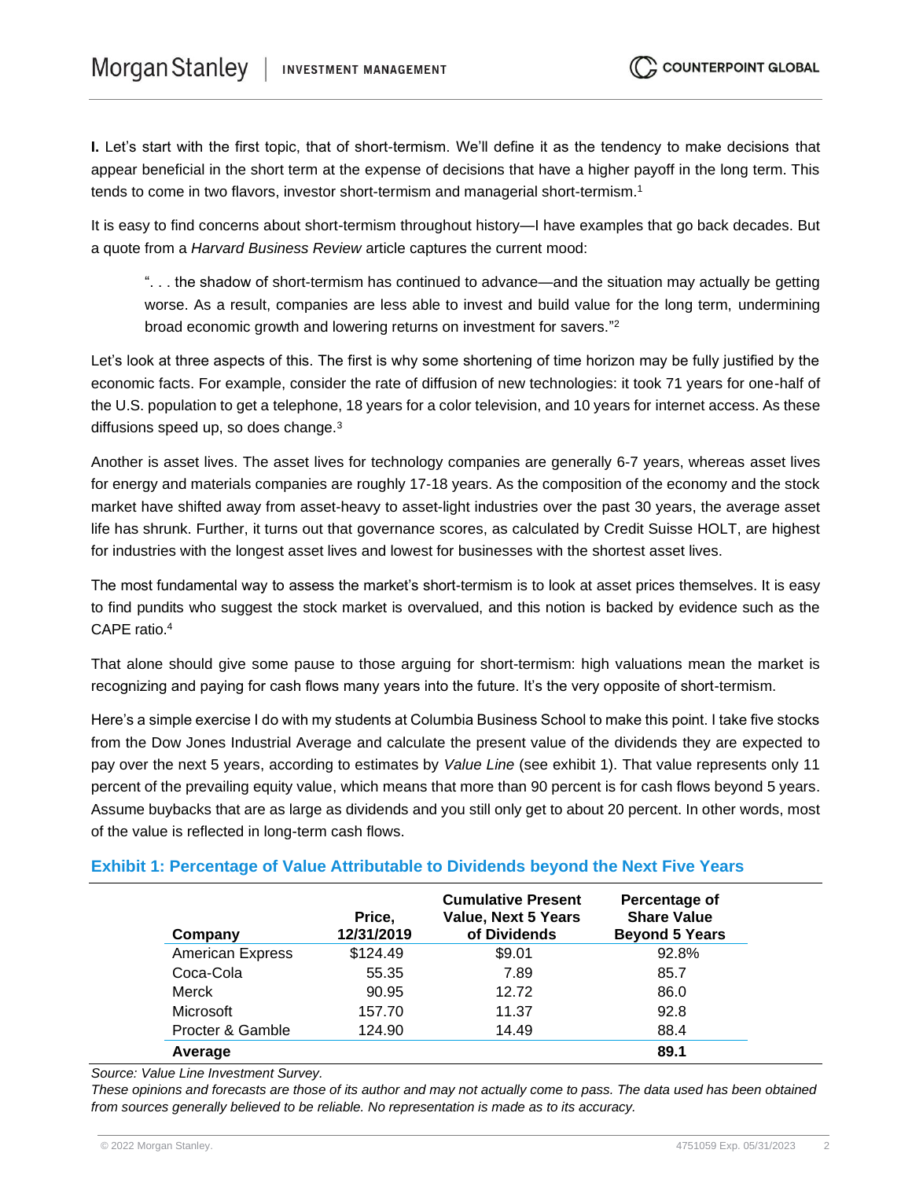**I.** Let's start with the first topic, that of short-termism. We'll define it as the tendency to make decisions that appear beneficial in the short term at the expense of decisions that have a higher payoff in the long term. This tends to come in two flavors, investor short-termism and managerial short-termism.[1]

It is easy to find concerns about short-termism throughout history—I have examples that go back decades. But a quote from a *Harvard Business Review* article captures the current mood:

> ". . . the shadow of short-termism has continued to advance—and the situation may actually be getting worse. As a result, companies are less able to invest and build value for the long term, undermining broad economic growth and lowering returns on investment for savers."[2]

Let's look at three aspects of this. The first is why some shortening of time horizon may be fully justified by the economic facts. For example, consider the rate of diffusion of new technologies: it took 71 years for one-half of the U.S. population to get a telephone, 18 years for a color television, and 10 years for internet access. As these diffusions speed up, so does change.[3]

Another is asset lives. The asset lives for technology companies are generally 6-7 years, whereas asset lives for energy and materials companies are roughly 17-18 years. As the composition of the economy and the stock market have shifted away from asset-heavy to asset-light industries over the past 30 years, the average asset life has shrunk. Further, it turns out that governance scores, as calculated by Credit Suisse HOLT, are highest for industries with the longest asset lives and lowest for businesses with the shortest asset lives.

The most fundamental way to assess the market's short-termism is to look at asset prices themselves. It is easy to find pundits who suggest the stock market is overvalued, and this notion is backed by evidence such as the CAPE ratio.[4]

That alone should give some pause to those arguing for short-termism: high valuations mean the market is recognizing and paying for cash flows many years into the future. It's the very opposite of short-termism.

Here's a simple exercise I do with my students at Columbia Business School to make this point. I take five stocks from the Dow Jones Industrial Average and calculate the present value of the dividends they are expected to pay over the next 5 years, according to estimates by *Value Line* (see exhibit 1). That value represents only 11 percent of the prevailing equity value, which means that more than 90 percent is for cash flows beyond 5 years. Assume buybacks that are as large as dividends and you still only get to about 20 percent. In other words, most of the value is reflected in long-term cash flows.

### Exhibit 1: Percentage of Value Attributable to Dividends beyond the Next Five Years

| Company | Price, 12/31/2019 | Cumulative Present Value, Next 5 Years of Dividends | Percentage of Share Value Beyond 5 Years |
|---|---|---|---|
| American Express | $124.49 | $9.01 | 92.8% |
| Coca-Cola | 55.35 | 7.89 | 85.7 |
| Merck | 90.95 | 12.72 | 86.0 |
| Microsoft | 157.70 | 11.37 | 92.8 |
| Procter & Gamble | 124.90 | 14.49 | 88.4 |
| **Average** | | | **89.1** |

*Source: Value Line Investment Survey.*

*These opinions and forecasts are those of its author and may not actually come to pass. The data used has been obtained from sources generally believed to be reliable. No representation is made as to its accuracy.*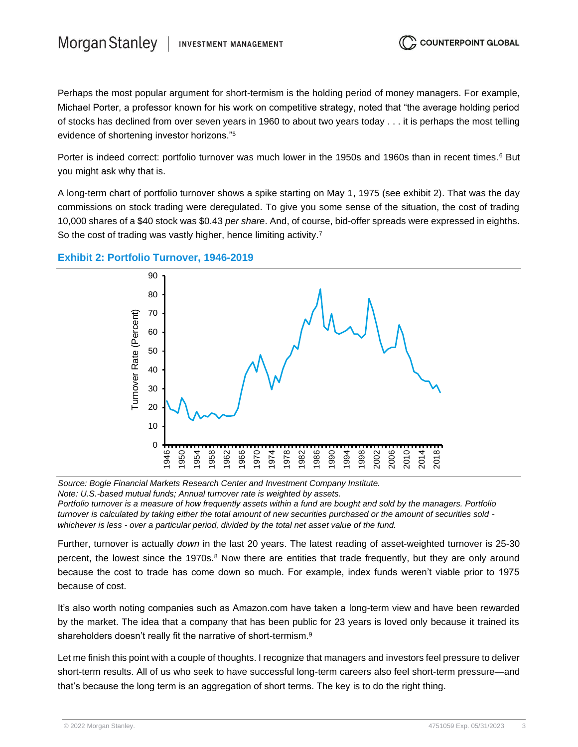Perhaps the most popular argument for short-termism is the holding period of money managers. For example, Michael Porter, a professor known for his work on competitive strategy, noted that "the average holding period of stocks has declined from over seven years in 1960 to about two years today . . . it is perhaps the most telling evidence of shortening investor horizons."[5]

Porter is indeed correct: portfolio turnover was much lower in the 1950s and 1960s than in recent times.[6] But you might ask why that is.

A long-term chart of portfolio turnover shows a spike starting on May 1, 1975 (see exhibit 2). That was the day commissions on stock trading were deregulated. To give you some sense of the situation, the cost of trading 10,000 shares of a $40 stock was $0.43 *per share*. And, of course, bid-offer spreads were expressed in eighths. So the cost of trading was vastly higher, hence limiting activity.[7]

### Exhibit 2: Portfolio Turnover, 1946-2019

*Source: Bogle Financial Markets Research Center and Investment Company Institute.*
*Note: U.S.-based mutual funds; Annual turnover rate is weighted by assets.*
*Portfolio turnover is a measure of how frequently assets within a fund are bought and sold by the managers. Portfolio turnover is calculated by taking either the total amount of new securities purchased or the amount of securities sold - whichever is less - over a particular period, divided by the total net asset value of the fund.*

Further, turnover is actually *down* in the last 20 years. The latest reading of asset-weighted turnover is 25-30 percent, the lowest since the 1970s.[8] Now there are entities that trade frequently, but they are only around because the cost to trade has come down so much. For example, index funds weren't viable prior to 1975 because of cost.

It's also worth noting companies such as Amazon.com have taken a long-term view and have been rewarded by the market. The idea that a company that has been public for 23 years is loved only because it trained its shareholders doesn't really fit the narrative of short-termism.[9]

Let me finish this point with a couple of thoughts. I recognize that managers and investors feel pressure to deliver short-term results. All of us who seek to have successful long-term careers also feel short-term pressure—and that's because the long term is an aggregation of short terms. The key is to do the right thing.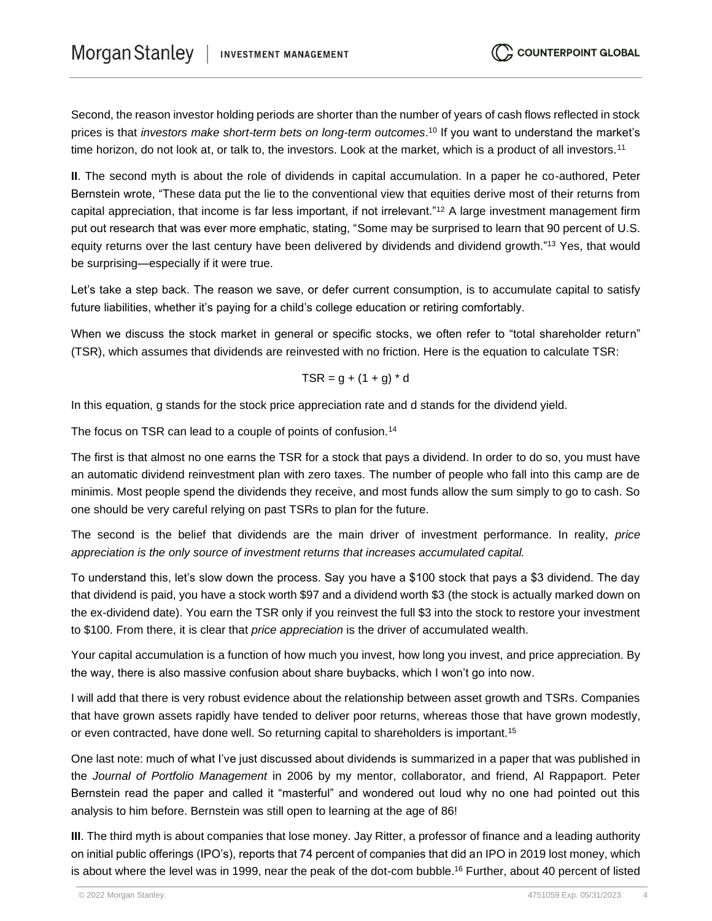Second, the reason investor holding periods are shorter than the number of years of cash flows reflected in stock prices is that *investors make short-term bets on long-term outcomes*.[10] If you want to understand the market's time horizon, do not look at, or talk to, the investors. Look at the market, which is a product of all investors.[11]

**II**. The second myth is about the role of dividends in capital accumulation. In a paper he co-authored, Peter Bernstein wrote, "These data put the lie to the conventional view that equities derive most of their returns from capital appreciation, that income is far less important, if not irrelevant."[12] A large investment management firm put out research that was ever more emphatic, stating, "Some may be surprised to learn that 90 percent of U.S. equity returns over the last century have been delivered by dividends and dividend growth."[13] Yes, that would be surprising—especially if it were true.

Let's take a step back. The reason we save, or defer current consumption, is to accumulate capital to satisfy future liabilities, whether it's paying for a child's college education or retiring comfortably.

When we discuss the stock market in general or specific stocks, we often refer to "total shareholder return" (TSR), which assumes that dividends are reinvested with no friction. Here is the equation to calculate TSR:

$$TSR = g + (1 + g) * d$$

In this equation, g stands for the stock price appreciation rate and d stands for the dividend yield.

The focus on TSR can lead to a couple of points of confusion.[14]

The first is that almost no one earns the TSR for a stock that pays a dividend. In order to do so, you must have an automatic dividend reinvestment plan with zero taxes. The number of people who fall into this camp are de minimis. Most people spend the dividends they receive, and most funds allow the sum simply to go to cash. So one should be very careful relying on past TSRs to plan for the future.

The second is the belief that dividends are the main driver of investment performance. In reality, *price appreciation is the only source of investment returns that increases accumulated capital.*

To understand this, let's slow down the process. Say you have a $100 stock that pays a $3 dividend. The day that dividend is paid, you have a stock worth $97 and a dividend worth $3 (the stock is actually marked down on the ex-dividend date). You earn the TSR only if you reinvest the full $3 into the stock to restore your investment to $100. From there, it is clear that *price appreciation* is the driver of accumulated wealth.

Your capital accumulation is a function of how much you invest, how long you invest, and price appreciation. By the way, there is also massive confusion about share buybacks, which I won't go into now.

I will add that there is very robust evidence about the relationship between asset growth and TSRs. Companies that have grown assets rapidly have tended to deliver poor returns, whereas those that have grown modestly, or even contracted, have done well. So returning capital to shareholders is important.[15]

One last note: much of what I've just discussed about dividends is summarized in a paper that was published in the *Journal of Portfolio Management* in 2006 by my mentor, collaborator, and friend, Al Rappaport. Peter Bernstein read the paper and called it "masterful" and wondered out loud why no one had pointed out this analysis to him before. Bernstein was still open to learning at the age of 86!

**III**. The third myth is about companies that lose money. Jay Ritter, a professor of finance and a leading authority on initial public offerings (IPO's), reports that 74 percent of companies that did an IPO in 2019 lost money, which is about where the level was in 1999, near the peak of the dot-com bubble.[16] Further, about 40 percent of listed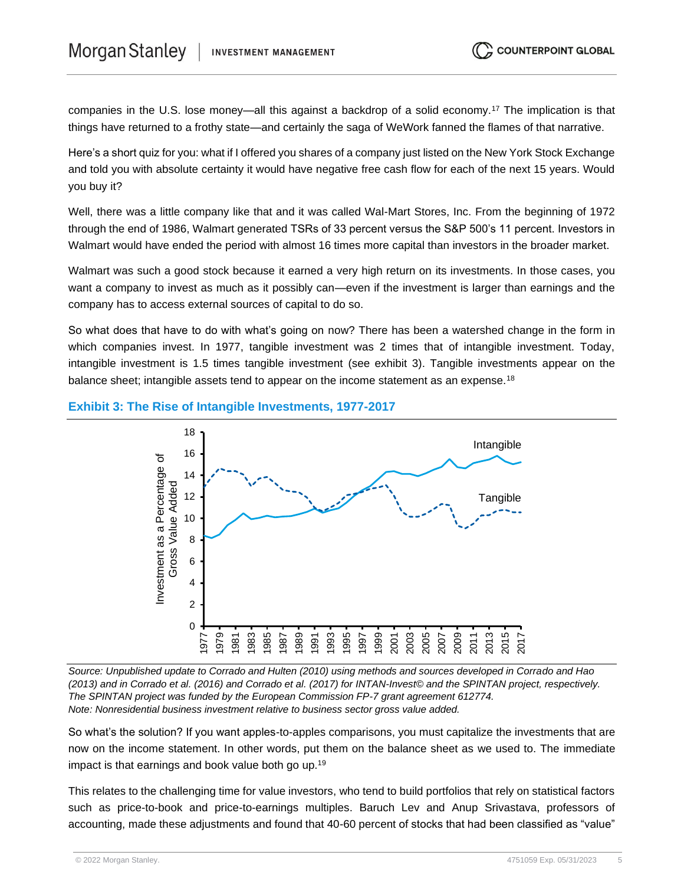companies in the U.S. lose money—all this against a backdrop of a solid economy.[17] The implication is that things have returned to a frothy state—and certainly the saga of WeWork fanned the flames of that narrative.

Here's a short quiz for you: what if I offered you shares of a company just listed on the New York Stock Exchange and told you with absolute certainty it would have negative free cash flow for each of the next 15 years. Would you buy it?

Well, there was a little company like that and it was called Wal-Mart Stores, Inc. From the beginning of 1972 through the end of 1986, Walmart generated TSRs of 33 percent versus the S&P 500's 11 percent. Investors in Walmart would have ended the period with almost 16 times more capital than investors in the broader market.

Walmart was such a good stock because it earned a very high return on its investments. In those cases, you want a company to invest as much as it possibly can—even if the investment is larger than earnings and the company has to access external sources of capital to do so.

So what does that have to do with what's going on now? There has been a watershed change in the form in which companies invest. In 1977, tangible investment was 2 times that of intangible investment. Today, intangible investment is 1.5 times tangible investment (see exhibit 3). Tangible investments appear on the balance sheet; intangible assets tend to appear on the income statement as an expense.[18]

### Exhibit 3: The Rise of Intangible Investments, 1977-2017

*Source: Unpublished update to Corrado and Hulten (2010) using methods and sources developed in Corrado and Hao (2013) and in Corrado et al. (2016) and Corrado et al. (2017) for INTAN-Invest© and the SPINTAN project, respectively. The SPINTAN project was funded by the European Commission FP-7 grant agreement 612774.*
*Note: Nonresidential business investment relative to business sector gross value added.*

So what's the solution? If you want apples-to-apples comparisons, you must capitalize the investments that are now on the income statement. In other words, put them on the balance sheet as we used to. The immediate impact is that earnings and book value both go up.[19]

This relates to the challenging time for value investors, who tend to build portfolios that rely on statistical factors such as price-to-book and price-to-earnings multiples. Baruch Lev and Anup Srivastava, professors of accounting, made these adjustments and found that 40-60 percent of stocks that had been classified as "value"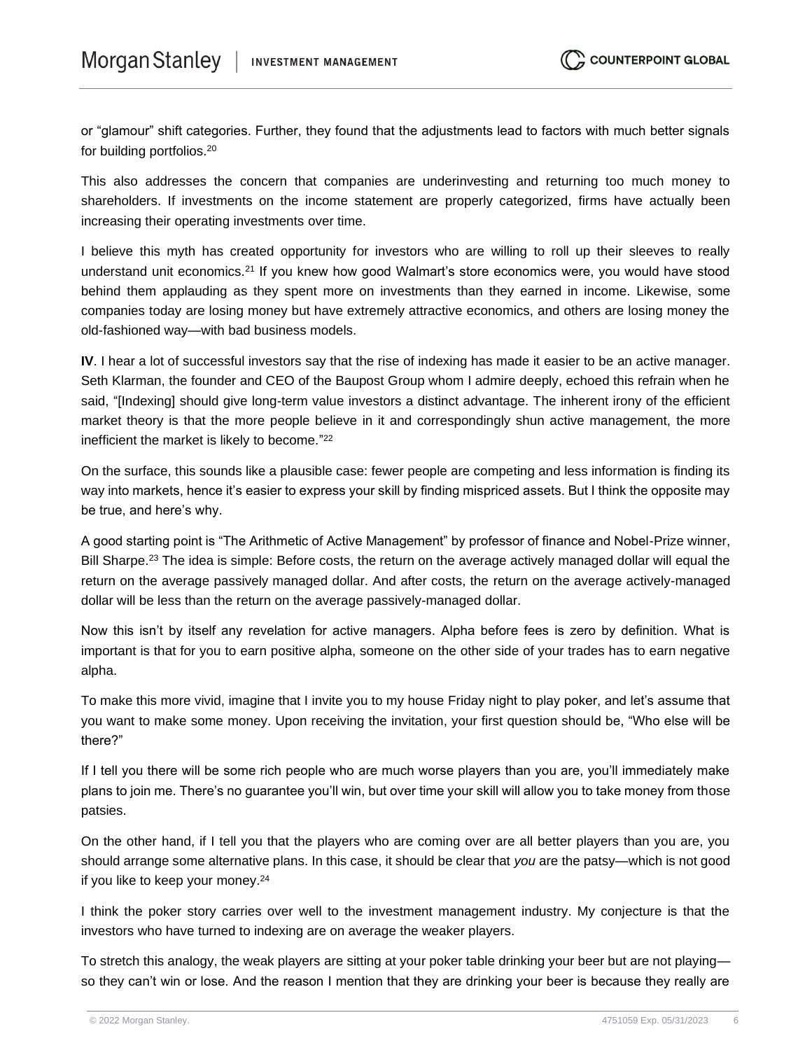or “glamour” shift categories. Further, they found that the adjustments lead to factors with much better signals for building portfolios.[20]

This also addresses the concern that companies are underinvesting and returning too much money to shareholders. If investments on the income statement are properly categorized, firms have actually been increasing their operating investments over time.

I believe this myth has created opportunity for investors who are willing to roll up their sleeves to really understand unit economics.[21] If you knew how good Walmart’s store economics were, you would have stood behind them applauding as they spent more on investments than they earned in income. Likewise, some companies today are losing money but have extremely attractive economics, and others are losing money the old-fashioned way—with bad business models.

**IV**. I hear a lot of successful investors say that the rise of indexing has made it easier to be an active manager. Seth Klarman, the founder and CEO of the Baupost Group whom I admire deeply, echoed this refrain when he said, “[Indexing] should give long-term value investors a distinct advantage. The inherent irony of the efficient market theory is that the more people believe in it and correspondingly shun active management, the more inefficient the market is likely to become.”[22]

On the surface, this sounds like a plausible case: fewer people are competing and less information is finding its way into markets, hence it’s easier to express your skill by finding mispriced assets. But I think the opposite may be true, and here’s why.

A good starting point is “The Arithmetic of Active Management” by professor of finance and Nobel-Prize winner, Bill Sharpe.[23] The idea is simple: Before costs, the return on the average actively managed dollar will equal the return on the average passively managed dollar. And after costs, the return on the average actively-managed dollar will be less than the return on the average passively-managed dollar.

Now this isn’t by itself any revelation for active managers. Alpha before fees is zero by definition. What is important is that for you to earn positive alpha, someone on the other side of your trades has to earn negative alpha.

To make this more vivid, imagine that I invite you to my house Friday night to play poker, and let’s assume that you want to make some money. Upon receiving the invitation, your first question should be, “Who else will be there?”

If I tell you there will be some rich people who are much worse players than you are, you’ll immediately make plans to join me. There’s no guarantee you’ll win, but over time your skill will allow you to take money from those patsies.

On the other hand, if I tell you that the players who are coming over are all better players than you are, you should arrange some alternative plans. In this case, it should be clear that *you* are the patsy—which is not good if you like to keep your money.[24]

I think the poker story carries over well to the investment management industry. My conjecture is that the investors who have turned to indexing are on average the weaker players.

To stretch this analogy, the weak players are sitting at your poker table drinking your beer but are not playing—so they can’t win or lose. And the reason I mention that they are drinking your beer is because they really are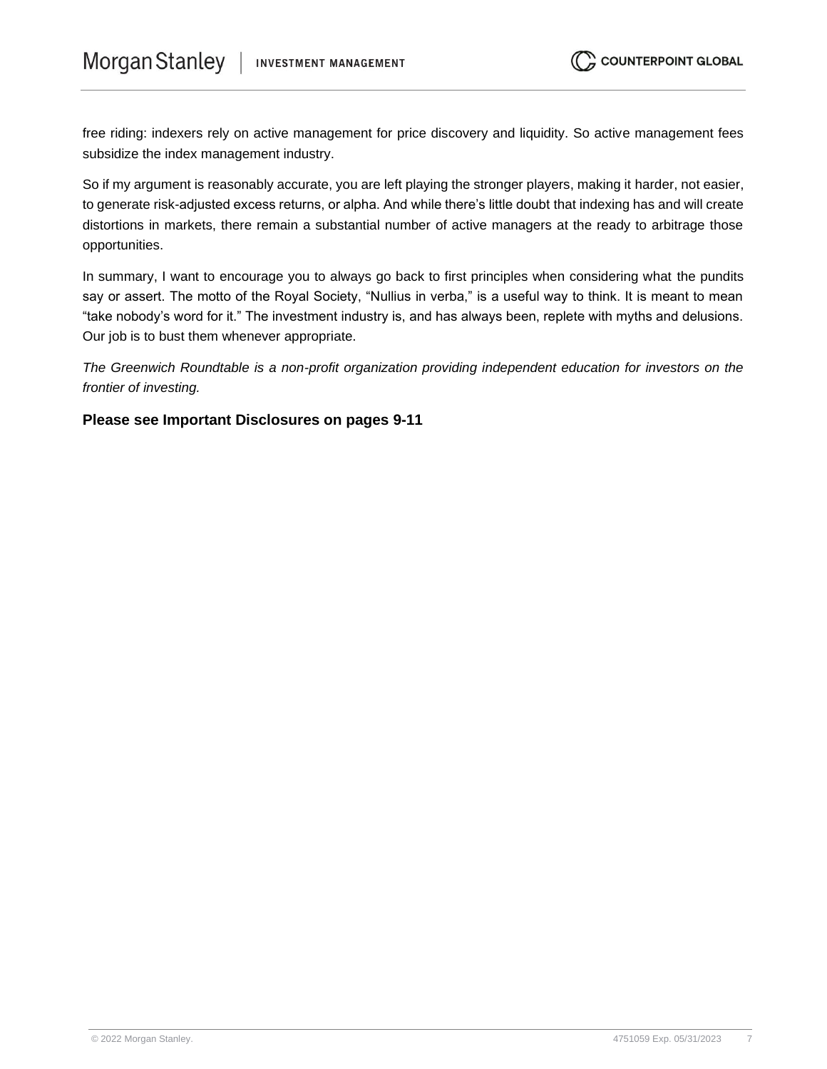free riding: indexers rely on active management for price discovery and liquidity. So active management fees subsidize the index management industry.

So if my argument is reasonably accurate, you are left playing the stronger players, making it harder, not easier, to generate risk-adjusted excess returns, or alpha. And while there's little doubt that indexing has and will create distortions in markets, there remain a substantial number of active managers at the ready to arbitrage those opportunities.

In summary, I want to encourage you to always go back to first principles when considering what the pundits say or assert. The motto of the Royal Society, "Nullius in verba," is a useful way to think. It is meant to mean "take nobody's word for it." The investment industry is, and has always been, replete with myths and delusions. Our job is to bust them whenever appropriate.

*The Greenwich Roundtable is a non-profit organization providing independent education for investors on the frontier of investing.*

**Please see Important Disclosures on pages 9-11**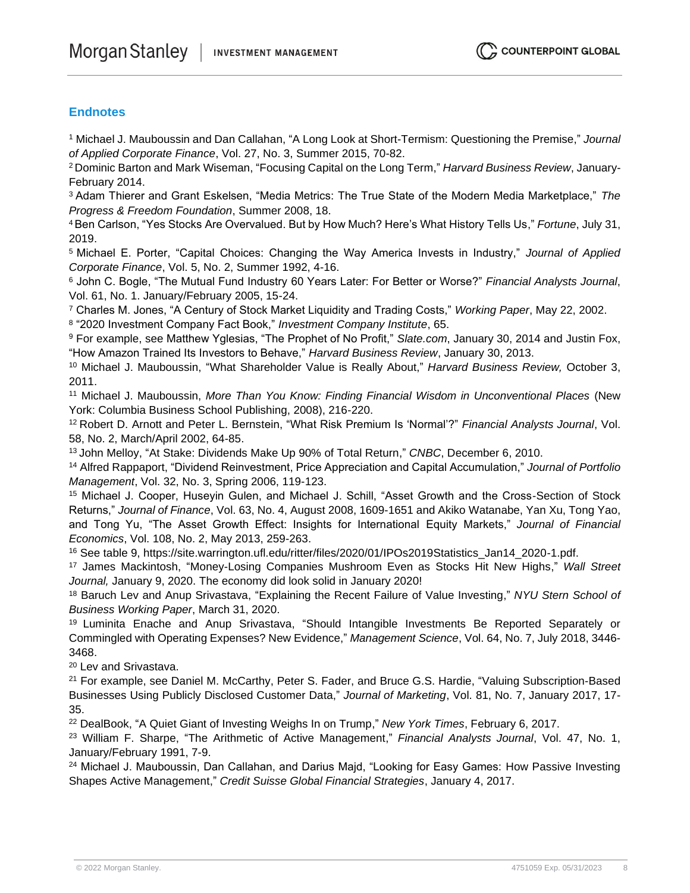## Endnotes

[1] Michael J. Mauboussin and Dan Callahan, "A Long Look at Short-Termism: Questioning the Premise," *Journal of Applied Corporate Finance*, Vol. 27, No. 3, Summer 2015, 70-82.
[2] Dominic Barton and Mark Wiseman, "Focusing Capital on the Long Term," *Harvard Business Review*, January-February 2014.
[3] Adam Thierer and Grant Eskelsen, "Media Metrics: The True State of the Modern Media Marketplace," *The Progress & Freedom Foundation*, Summer 2008, 18.
[4] Ben Carlson, "Yes Stocks Are Overvalued. But by How Much? Here's What History Tells Us," *Fortune*, July 31, 2019.
[5] Michael E. Porter, "Capital Choices: Changing the Way America Invests in Industry," *Journal of Applied Corporate Finance*, Vol. 5, No. 2, Summer 1992, 4-16.
[6] John C. Bogle, "The Mutual Fund Industry 60 Years Later: For Better or Worse?" *Financial Analysts Journal*, Vol. 61, No. 1. January/February 2005, 15-24.
[7] Charles M. Jones, "A Century of Stock Market Liquidity and Trading Costs," *Working Paper*, May 22, 2002.
[8] "2020 Investment Company Fact Book," *Investment Company Institute*, 65.
[9] For example, see Matthew Yglesias, "The Prophet of No Profit," *Slate.com*, January 30, 2014 and Justin Fox, "How Amazon Trained Its Investors to Behave," *Harvard Business Review*, January 30, 2013.
[10] Michael J. Mauboussin, "What Shareholder Value is Really About," *Harvard Business Review,* October 3, 2011.
[11] Michael J. Mauboussin, *More Than You Know: Finding Financial Wisdom in Unconventional Places* (New York: Columbia Business School Publishing, 2008), 216-220.
[12] Robert D. Arnott and Peter L. Bernstein, "What Risk Premium Is 'Normal'?" *Financial Analysts Journal*, Vol. 58, No. 2, March/April 2002, 64-85.
[13] John Melloy, "At Stake: Dividends Make Up 90% of Total Return," *CNBC*, December 6, 2010.
[14] Alfred Rappaport, "Dividend Reinvestment, Price Appreciation and Capital Accumulation," *Journal of Portfolio Management*, Vol. 32, No. 3, Spring 2006, 119-123.
[15] Michael J. Cooper, Huseyin Gulen, and Michael J. Schill, "Asset Growth and the Cross-Section of Stock Returns," *Journal of Finance*, Vol. 63, No. 4, August 2008, 1609-1651 and Akiko Watanabe, Yan Xu, Tong Yao, and Tong Yu, "The Asset Growth Effect: Insights for International Equity Markets," *Journal of Financial Economics*, Vol. 108, No. 2, May 2013, 259-263.
[16] See table 9, https://site.warrington.ufl.edu/ritter/files/2020/01/IPOs2019Statistics_Jan14_2020-1.pdf.
[17] James Mackintosh, "Money-Losing Companies Mushroom Even as Stocks Hit New Highs," *Wall Street Journal,* January 9, 2020. The economy did look solid in January 2020!
[18] Baruch Lev and Anup Srivastava, "Explaining the Recent Failure of Value Investing," *NYU Stern School of Business Working Paper*, March 31, 2020.
[19] Luminita Enache and Anup Srivastava, "Should Intangible Investments Be Reported Separately or Commingled with Operating Expenses? New Evidence," *Management Science*, Vol. 64, No. 7, July 2018, 3446-3468.
[20] Lev and Srivastava.
[21] For example, see Daniel M. McCarthy, Peter S. Fader, and Bruce G.S. Hardie, "Valuing Subscription-Based Businesses Using Publicly Disclosed Customer Data," *Journal of Marketing*, Vol. 81, No. 7, January 2017, 17-35.
[22] DealBook, "A Quiet Giant of Investing Weighs In on Trump," *New York Times*, February 6, 2017.
[23] William F. Sharpe, "The Arithmetic of Active Management," *Financial Analysts Journal*, Vol. 47, No. 1, January/February 1991, 7-9.
[24] Michael J. Mauboussin, Dan Callahan, and Darius Majd, "Looking for Easy Games: How Passive Investing Shapes Active Management," *Credit Suisse Global Financial Strategies*, January 4, 2017.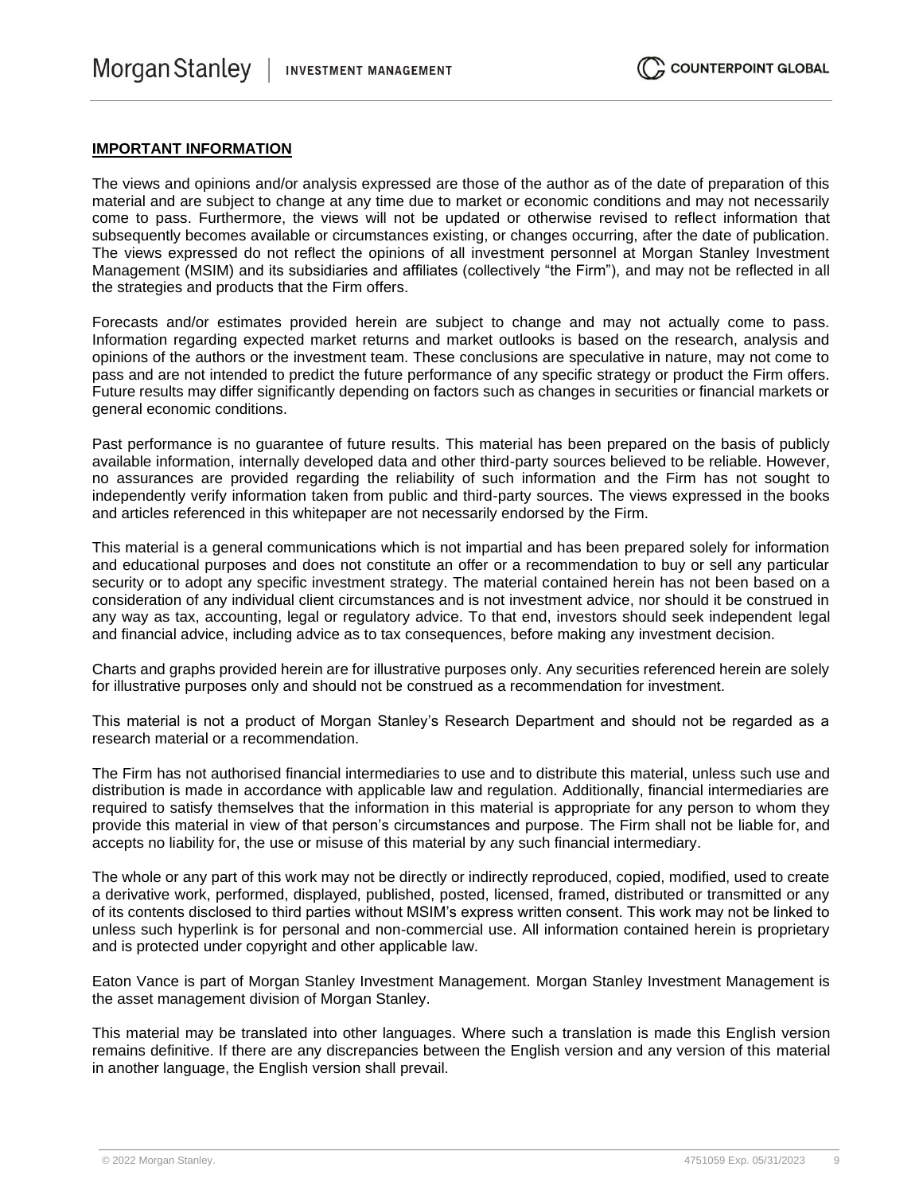**IMPORTANT INFORMATION**

The views and opinions and/or analysis expressed are those of the author as of the date of preparation of this material and are subject to change at any time due to market or economic conditions and may not necessarily come to pass. Furthermore, the views will not be updated or otherwise revised to reflect information that subsequently becomes available or circumstances existing, or changes occurring, after the date of publication. The views expressed do not reflect the opinions of all investment personnel at Morgan Stanley Investment Management (MSIM) and its subsidiaries and affiliates (collectively "the Firm"), and may not be reflected in all the strategies and products that the Firm offers.

Forecasts and/or estimates provided herein are subject to change and may not actually come to pass. Information regarding expected market returns and market outlooks is based on the research, analysis and opinions of the authors or the investment team. These conclusions are speculative in nature, may not come to pass and are not intended to predict the future performance of any specific strategy or product the Firm offers. Future results may differ significantly depending on factors such as changes in securities or financial markets or general economic conditions.

Past performance is no guarantee of future results. This material has been prepared on the basis of publicly available information, internally developed data and other third-party sources believed to be reliable. However, no assurances are provided regarding the reliability of such information and the Firm has not sought to independently verify information taken from public and third-party sources. The views expressed in the books and articles referenced in this whitepaper are not necessarily endorsed by the Firm.

This material is a general communications which is not impartial and has been prepared solely for information and educational purposes and does not constitute an offer or a recommendation to buy or sell any particular security or to adopt any specific investment strategy. The material contained herein has not been based on a consideration of any individual client circumstances and is not investment advice, nor should it be construed in any way as tax, accounting, legal or regulatory advice. To that end, investors should seek independent legal and financial advice, including advice as to tax consequences, before making any investment decision.

Charts and graphs provided herein are for illustrative purposes only. Any securities referenced herein are solely for illustrative purposes only and should not be construed as a recommendation for investment.

This material is not a product of Morgan Stanley's Research Department and should not be regarded as a research material or a recommendation.

The Firm has not authorised financial intermediaries to use and to distribute this material, unless such use and distribution is made in accordance with applicable law and regulation. Additionally, financial intermediaries are required to satisfy themselves that the information in this material is appropriate for any person to whom they provide this material in view of that person's circumstances and purpose. The Firm shall not be liable for, and accepts no liability for, the use or misuse of this material by any such financial intermediary.

The whole or any part of this work may not be directly or indirectly reproduced, copied, modified, used to create a derivative work, performed, displayed, published, posted, licensed, framed, distributed or transmitted or any of its contents disclosed to third parties without MSIM's express written consent. This work may not be linked to unless such hyperlink is for personal and non-commercial use. All information contained herein is proprietary and is protected under copyright and other applicable law.

Eaton Vance is part of Morgan Stanley Investment Management. Morgan Stanley Investment Management is the asset management division of Morgan Stanley.

This material may be translated into other languages. Where such a translation is made this English version remains definitive. If there are any discrepancies between the English version and any version of this material in another language, the English version shall prevail.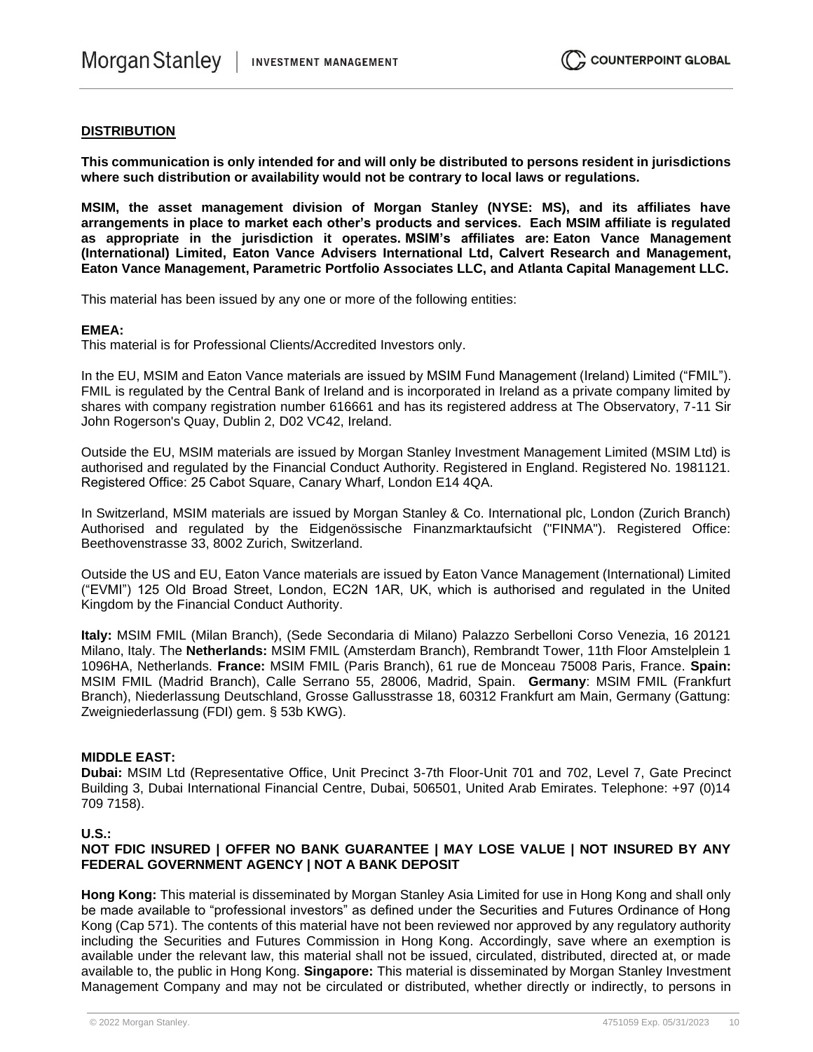**DISTRIBUTION**

**This communication is only intended for and will only be distributed to persons resident in jurisdictions where such distribution or availability would not be contrary to local laws or regulations.**

**MSIM, the asset management division of Morgan Stanley (NYSE: MS), and its affiliates have arrangements in place to market each other's products and services. Each MSIM affiliate is regulated as appropriate in the jurisdiction it operates. MSIM's affiliates are: Eaton Vance Management (International) Limited, Eaton Vance Advisers International Ltd, Calvert Research and Management, Eaton Vance Management, Parametric Portfolio Associates LLC, and Atlanta Capital Management LLC.**

This material has been issued by any one or more of the following entities:

**EMEA:**
This material is for Professional Clients/Accredited Investors only.

In the EU, MSIM and Eaton Vance materials are issued by MSIM Fund Management (Ireland) Limited ("FMIL"). FMIL is regulated by the Central Bank of Ireland and is incorporated in Ireland as a private company limited by shares with company registration number 616661 and has its registered address at The Observatory, 7-11 Sir John Rogerson's Quay, Dublin 2, D02 VC42, Ireland.

Outside the EU, MSIM materials are issued by Morgan Stanley Investment Management Limited (MSIM Ltd) is authorised and regulated by the Financial Conduct Authority. Registered in England. Registered No. 1981121. Registered Office: 25 Cabot Square, Canary Wharf, London E14 4QA.

In Switzerland, MSIM materials are issued by Morgan Stanley & Co. International plc, London (Zurich Branch) Authorised and regulated by the Eidgenössische Finanzmarktaufsicht ("FINMA"). Registered Office: Beethovenstrasse 33, 8002 Zurich, Switzerland.

Outside the US and EU, Eaton Vance materials are issued by Eaton Vance Management (International) Limited ("EVMI") 125 Old Broad Street, London, EC2N 1AR, UK, which is authorised and regulated in the United Kingdom by the Financial Conduct Authority.

**Italy:** MSIM FMIL (Milan Branch), (Sede Secondaria di Milano) Palazzo Serbelloni Corso Venezia, 16 20121 Milano, Italy. The **Netherlands:** MSIM FMIL (Amsterdam Branch), Rembrandt Tower, 11th Floor Amstelplein 1 1096HA, Netherlands. **France:** MSIM FMIL (Paris Branch), 61 rue de Monceau 75008 Paris, France. **Spain:** MSIM FMIL (Madrid Branch), Calle Serrano 55, 28006, Madrid, Spain. **Germany**: MSIM FMIL (Frankfurt Branch), Niederlassung Deutschland, Grosse Gallusstrasse 18, 60312 Frankfurt am Main, Germany (Gattung: Zweigniederlassung (FDI) gem. § 53b KWG).

**MIDDLE EAST:**
**Dubai:** MSIM Ltd (Representative Office, Unit Precinct 3-7th Floor-Unit 701 and 702, Level 7, Gate Precinct Building 3, Dubai International Financial Centre, Dubai, 506501, United Arab Emirates. Telephone: +97 (0)14 709 7158).

**U.S.:**
**NOT FDIC INSURED | OFFER NO BANK GUARANTEE | MAY LOSE VALUE | NOT INSURED BY ANY FEDERAL GOVERNMENT AGENCY | NOT A BANK DEPOSIT**

**Hong Kong:** This material is disseminated by Morgan Stanley Asia Limited for use in Hong Kong and shall only be made available to "professional investors" as defined under the Securities and Futures Ordinance of Hong Kong (Cap 571). The contents of this material have not been reviewed nor approved by any regulatory authority including the Securities and Futures Commission in Hong Kong. Accordingly, save where an exemption is available under the relevant law, this material shall not be issued, circulated, distributed, directed at, or made available to, the public in Hong Kong. **Singapore:** This material is disseminated by Morgan Stanley Investment Management Company and may not be circulated or distributed, whether directly or indirectly, to persons in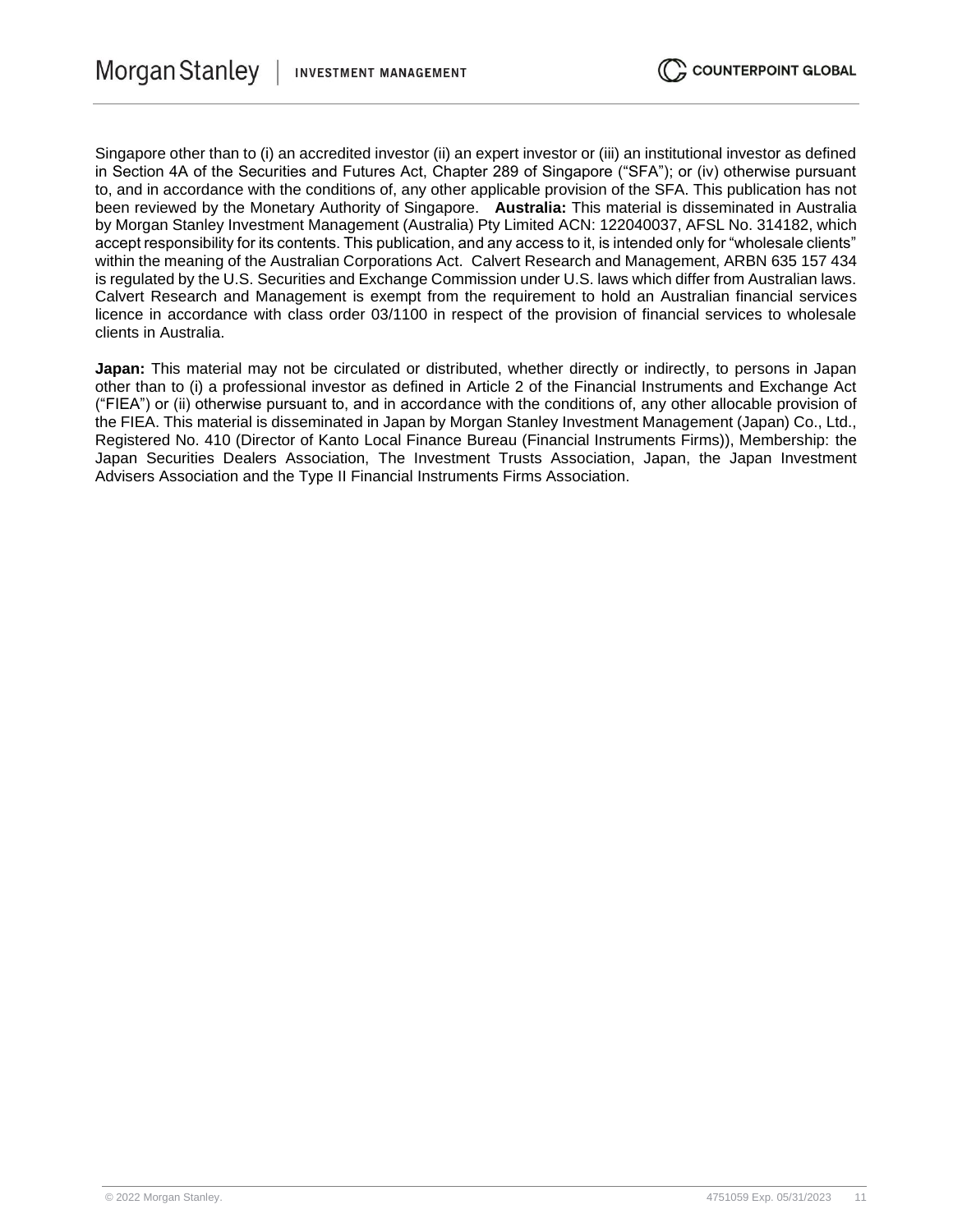Singapore other than to (i) an accredited investor (ii) an expert investor or (iii) an institutional investor as defined in Section 4A of the Securities and Futures Act, Chapter 289 of Singapore ("SFA"); or (iv) otherwise pursuant to, and in accordance with the conditions of, any other applicable provision of the SFA. This publication has not been reviewed by the Monetary Authority of Singapore. **Australia:** This material is disseminated in Australia by Morgan Stanley Investment Management (Australia) Pty Limited ACN: 122040037, AFSL No. 314182, which accept responsibility for its contents. This publication, and any access to it, is intended only for "wholesale clients" within the meaning of the Australian Corporations Act. Calvert Research and Management, ARBN 635 157 434 is regulated by the U.S. Securities and Exchange Commission under U.S. laws which differ from Australian laws. Calvert Research and Management is exempt from the requirement to hold an Australian financial services licence in accordance with class order 03/1100 in respect of the provision of financial services to wholesale clients in Australia.

**Japan:** This material may not be circulated or distributed, whether directly or indirectly, to persons in Japan other than to (i) a professional investor as defined in Article 2 of the Financial Instruments and Exchange Act ("FIEA") or (ii) otherwise pursuant to, and in accordance with the conditions of, any other allocable provision of the FIEA. This material is disseminated in Japan by Morgan Stanley Investment Management (Japan) Co., Ltd., Registered No. 410 (Director of Kanto Local Finance Bureau (Financial Instruments Firms)), Membership: the Japan Securities Dealers Association, The Investment Trusts Association, Japan, the Japan Investment Advisers Association and the Type II Financial Instruments Firms Association.